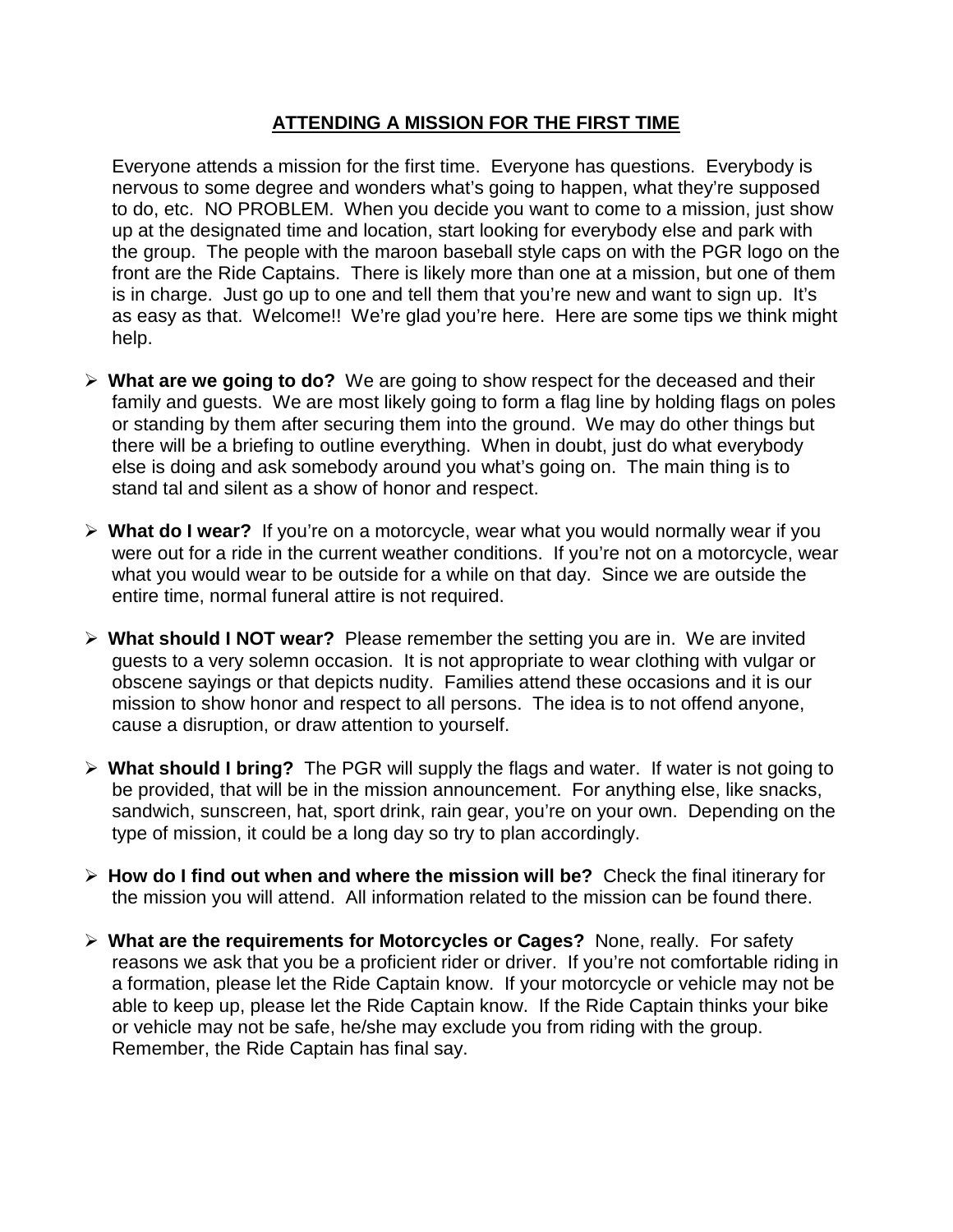# ATTENDING A MISSION FOR THE FIRST TIME

Everyone attends a mission for the first time. Everyone has questions. Everybody is nervous to some degree and wonders what's going to happen, what they're supposed to do, etc. NO PROBLEM. When you decide you want to come to a mission, just show up at the designated time and location, start looking for everybody else and park with the group. The people with the maroon baseball style caps on with the PGR logo on the front are the Ride Captains. There is likely more than one at a mission, but one of them is in charge. Just go up to one and tell them that you're new and want to sign up. It's as easy as that. Welcome!! We're glad you're here. Here are some tips we think might help.

- **What are we going to do?** We are going to show respect for the deceased and their family and guests. We are most likely going to form a flag line by holding flags on poles or standing by them after securing them into the ground. We may do other things but there will be a briefing to outline everything. When in doubt, just do what everybody else is doing and ask somebody around you what's going on. The main thing is to stand tal and silent as a show of honor and respect.

- **What do I wear?** If you're on a motorcycle, wear what you would normally wear if you were out for a ride in the current weather conditions. If you're not on a motorcycle, wear what you would wear to be outside for a while on that day. Since we are outside the entire time, normal funeral attire is not required.

- **What should I NOT wear?** Please remember the setting you are in. We are invited guests to a very solemn occasion. It is not appropriate to wear clothing with vulgar or obscene sayings or that depicts nudity. Families attend these occasions and it is our mission to show honor and respect to all persons. The idea is to not offend anyone, cause a disruption, or draw attention to yourself.

- **What should I bring?** The PGR will supply the flags and water. If water is not going to be provided, that will be in the mission announcement. For anything else, like snacks, sandwich, sunscreen, hat, sport drink, rain gear, you're on your own. Depending on the type of mission, it could be a long day so try to plan accordingly.

- **How do I find out when and where the mission will be?** Check the final itinerary for the mission you will attend. All information related to the mission can be found there.

- **What are the requirements for Motorcycles or Cages?** None, really. For safety reasons we ask that you be a proficient rider or driver. If you're not comfortable riding in a formation, please let the Ride Captain know. If your motorcycle or vehicle may not be able to keep up, please let the Ride Captain know. If the Ride Captain thinks your bike or vehicle may not be safe, he/she may exclude you from riding with the group. Remember, the Ride Captain has final say.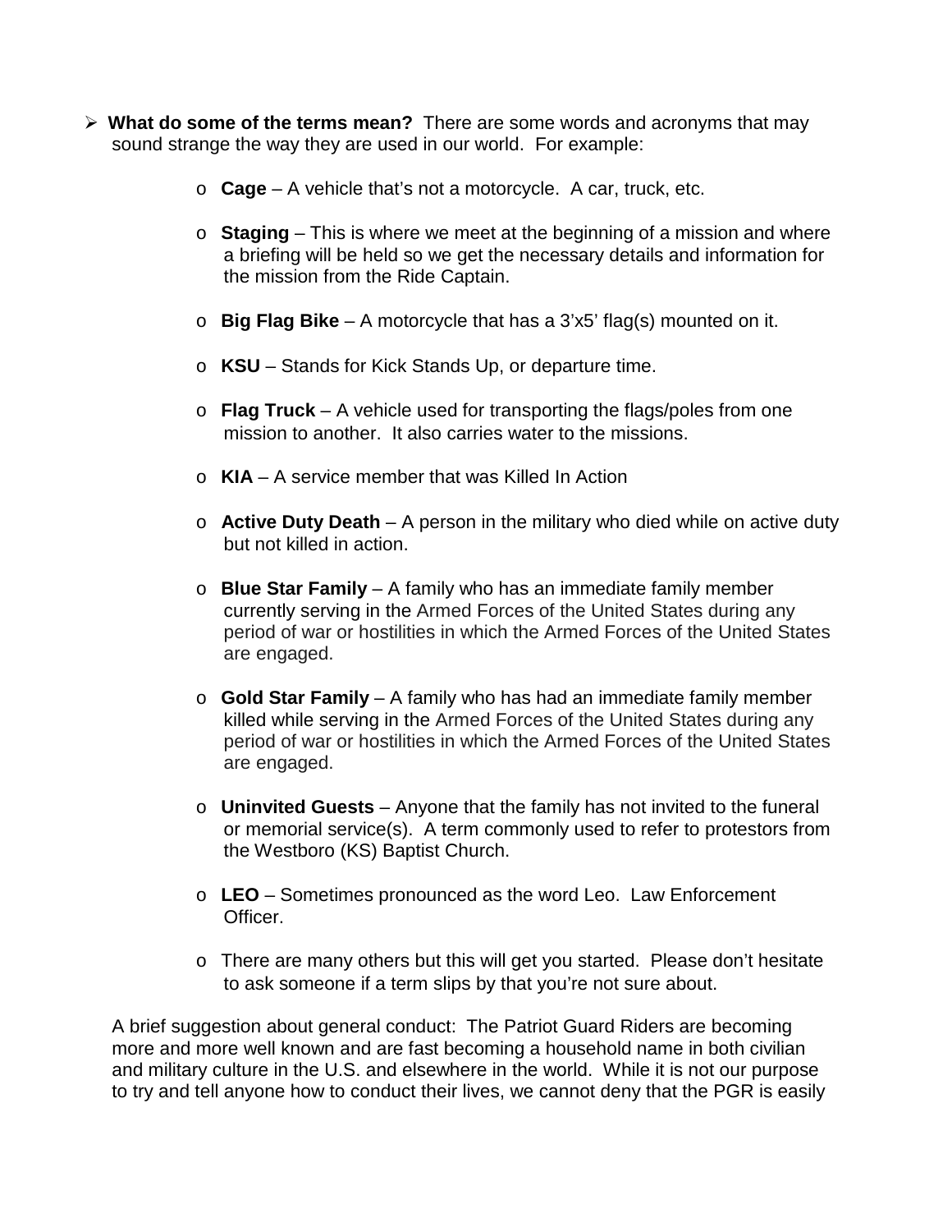- **What do some of the terms mean?** There are some words and acronyms that may sound strange the way they are used in our world. For example:

  - **Cage** – A vehicle that's not a motorcycle. A car, truck, etc.
  - **Staging** – This is where we meet at the beginning of a mission and where a briefing will be held so we get the necessary details and information for the mission from the Ride Captain.
  - **Big Flag Bike** – A motorcycle that has a 3'x5' flag(s) mounted on it.
  - **KSU** – Stands for Kick Stands Up, or departure time.
  - **Flag Truck** – A vehicle used for transporting the flags/poles from one mission to another. It also carries water to the missions.
  - **KIA** – A service member that was Killed In Action
  - **Active Duty Death** – A person in the military who died while on active duty but not killed in action.
  - **Blue Star Family** – A family who has an immediate family member currently serving in the Armed Forces of the United States during any period of war or hostilities in which the Armed Forces of the United States are engaged.
  - **Gold Star Family** – A family who has had an immediate family member killed while serving in the Armed Forces of the United States during any period of war or hostilities in which the Armed Forces of the United States are engaged.
  - **Uninvited Guests** – Anyone that the family has not invited to the funeral or memorial service(s). A term commonly used to refer to protestors from the Westboro (KS) Baptist Church.
  - **LEO** – Sometimes pronounced as the word Leo. Law Enforcement Officer.
  - There are many others but this will get you started. Please don't hesitate to ask someone if a term slips by that you're not sure about.

A brief suggestion about general conduct: The Patriot Guard Riders are becoming more and more well known and are fast becoming a household name in both civilian and military culture in the U.S. and elsewhere in the world. While it is not our purpose to try and tell anyone how to conduct their lives, we cannot deny that the PGR is easily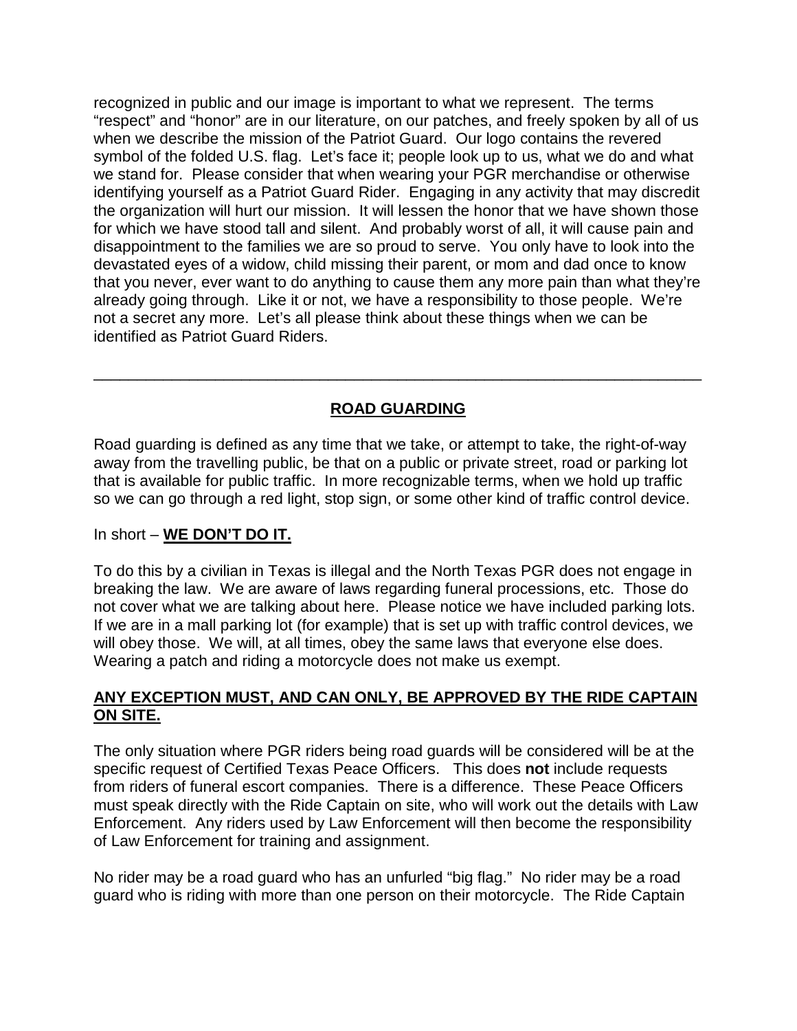recognized in public and our image is important to what we represent. The terms "respect" and "honor" are in our literature, on our patches, and freely spoken by all of us when we describe the mission of the Patriot Guard. Our logo contains the revered symbol of the folded U.S. flag. Let's face it; people look up to us, what we do and what we stand for. Please consider that when wearing your PGR merchandise or otherwise identifying yourself as a Patriot Guard Rider. Engaging in any activity that may discredit the organization will hurt our mission. It will lessen the honor that we have shown those for which we have stood tall and silent. And probably worst of all, it will cause pain and disappointment to the families we are so proud to serve. You only have to look into the devastated eyes of a widow, child missing their parent, or mom and dad once to know that you never, ever want to do anything to cause them any more pain than what they're already going through. Like it or not, we have a responsibility to those people. We're not a secret any more. Let's all please think about these things when we can be identified as Patriot Guard Riders.

---

## ROAD GUARDING

Road guarding is defined as any time that we take, or attempt to take, the right-of-way away from the travelling public, be that on a public or private street, road or parking lot that is available for public traffic. In more recognizable terms, when we hold up traffic so we can go through a red light, stop sign, or some other kind of traffic control device.

In short – **WE DON'T DO IT.**

To do this by a civilian in Texas is illegal and the North Texas PGR does not engage in breaking the law. We are aware of laws regarding funeral processions, etc. Those do not cover what we are talking about here. Please notice we have included parking lots. If we are in a mall parking lot (for example) that is set up with traffic control devices, we will obey those. We will, at all times, obey the same laws that everyone else does. Wearing a patch and riding a motorcycle does not make us exempt.

**ANY EXCEPTION MUST, AND CAN ONLY, BE APPROVED BY THE RIDE CAPTAIN ON SITE.**

The only situation where PGR riders being road guards will be considered will be at the specific request of Certified Texas Peace Officers. This does **not** include requests from riders of funeral escort companies. There is a difference. These Peace Officers must speak directly with the Ride Captain on site, who will work out the details with Law Enforcement. Any riders used by Law Enforcement will then become the responsibility of Law Enforcement for training and assignment.

No rider may be a road guard who has an unfurled "big flag." No rider may be a road guard who is riding with more than one person on their motorcycle. The Ride Captain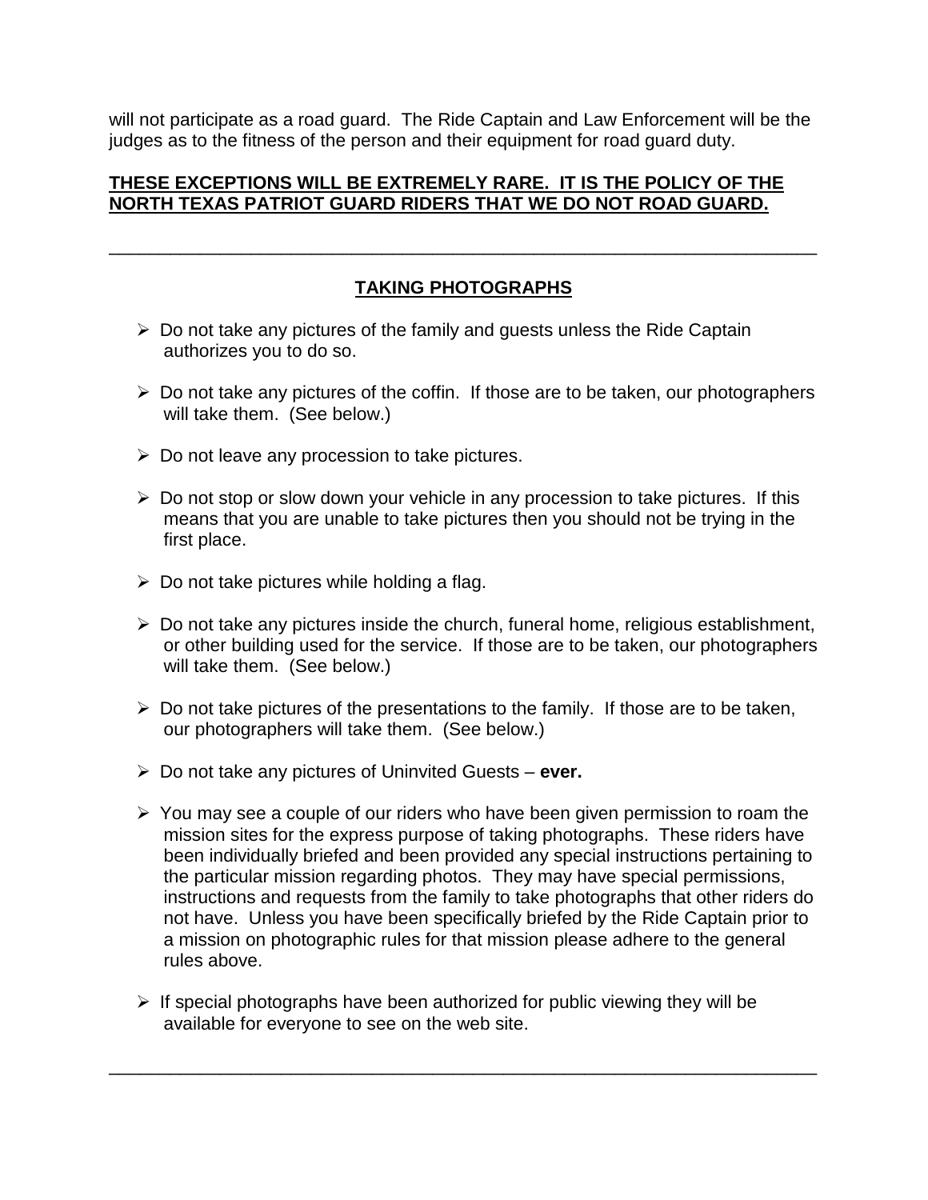will not participate as a road guard. The Ride Captain and Law Enforcement will be the judges as to the fitness of the person and their equipment for road guard duty.

**THESE EXCEPTIONS WILL BE EXTREMELY RARE. IT IS THE POLICY OF THE NORTH TEXAS PATRIOT GUARD RIDERS THAT WE DO NOT ROAD GUARD.**

---

## TAKING PHOTOGRAPHS

- Do not take any pictures of the family and guests unless the Ride Captain authorizes you to do so.
- Do not take any pictures of the coffin. If those are to be taken, our photographers will take them. (See below.)
- Do not leave any procession to take pictures.
- Do not stop or slow down your vehicle in any procession to take pictures. If this means that you are unable to take pictures then you should not be trying in the first place.
- Do not take pictures while holding a flag.
- Do not take any pictures inside the church, funeral home, religious establishment, or other building used for the service. If those are to be taken, our photographers will take them. (See below.)
- Do not take pictures of the presentations to the family. If those are to be taken, our photographers will take them. (See below.)
- Do not take any pictures of Uninvited Guests – **ever.**
- You may see a couple of our riders who have been given permission to roam the mission sites for the express purpose of taking photographs. These riders have been individually briefed and been provided any special instructions pertaining to the particular mission regarding photos. They may have special permissions, instructions and requests from the family to take photographs that other riders do not have. Unless you have been specifically briefed by the Ride Captain prior to a mission on photographic rules for that mission please adhere to the general rules above.
- If special photographs have been authorized for public viewing they will be available for everyone to see on the web site.

---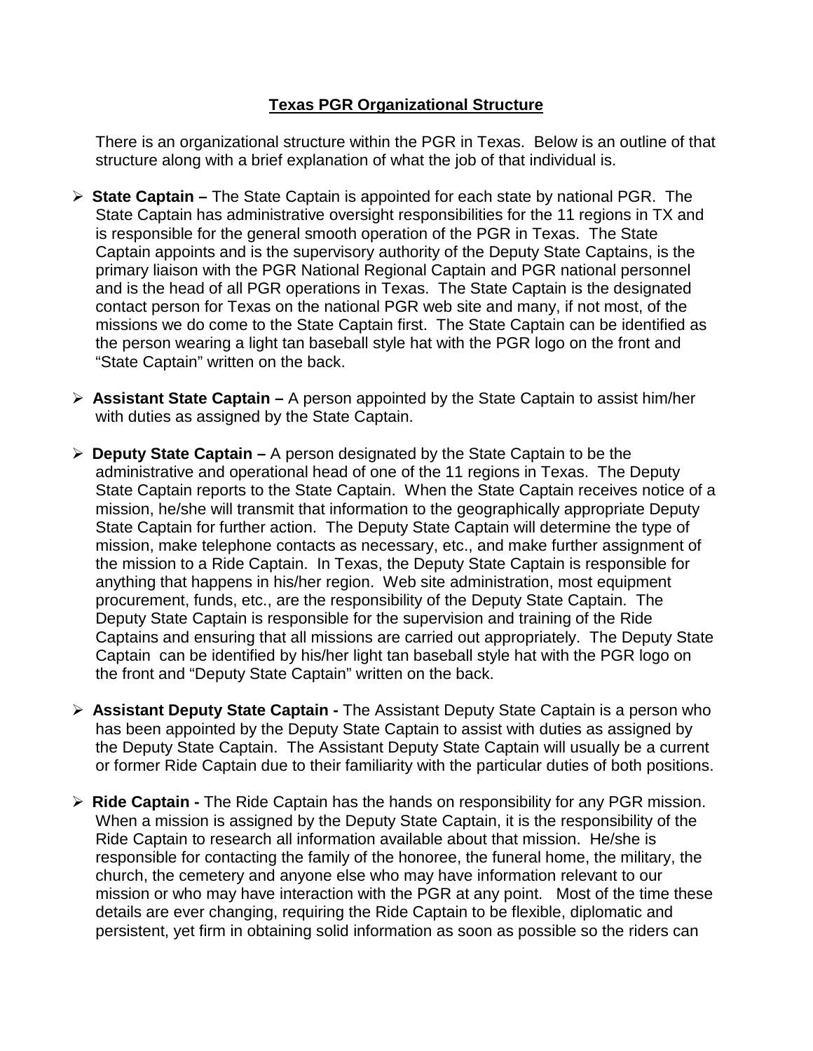# **Texas PGR Organizational Structure**

There is an organizational structure within the PGR in Texas. Below is an outline of that structure along with a brief explanation of what the job of that individual is.

- **State Captain –** The State Captain is appointed for each state by national PGR. The State Captain has administrative oversight responsibilities for the 11 regions in TX and is responsible for the general smooth operation of the PGR in Texas. The State Captain appoints and is the supervisory authority of the Deputy State Captains, is the primary liaison with the PGR National Regional Captain and PGR national personnel and is the head of all PGR operations in Texas. The State Captain is the designated contact person for Texas on the national PGR web site and many, if not most, of the missions we do come to the State Captain first. The State Captain can be identified as the person wearing a light tan baseball style hat with the PGR logo on the front and "State Captain" written on the back.

- **Assistant State Captain –** A person appointed by the State Captain to assist him/her with duties as assigned by the State Captain.

- **Deputy State Captain –** A person designated by the State Captain to be the administrative and operational head of one of the 11 regions in Texas. The Deputy State Captain reports to the State Captain. When the State Captain receives notice of a mission, he/she will transmit that information to the geographically appropriate Deputy State Captain for further action. The Deputy State Captain will determine the type of mission, make telephone contacts as necessary, etc., and make further assignment of the mission to a Ride Captain. In Texas, the Deputy State Captain is responsible for anything that happens in his/her region. Web site administration, most equipment procurement, funds, etc., are the responsibility of the Deputy State Captain. The Deputy State Captain is responsible for the supervision and training of the Ride Captains and ensuring that all missions are carried out appropriately. The Deputy State Captain can be identified by his/her light tan baseball style hat with the PGR logo on the front and "Deputy State Captain" written on the back.

- **Assistant Deputy State Captain -** The Assistant Deputy State Captain is a person who has been appointed by the Deputy State Captain to assist with duties as assigned by the Deputy State Captain. The Assistant Deputy State Captain will usually be a current or former Ride Captain due to their familiarity with the particular duties of both positions.

- **Ride Captain -** The Ride Captain has the hands on responsibility for any PGR mission. When a mission is assigned by the Deputy State Captain, it is the responsibility of the Ride Captain to research all information available about that mission. He/she is responsible for contacting the family of the honoree, the funeral home, the military, the church, the cemetery and anyone else who may have information relevant to our mission or who may have interaction with the PGR at any point. Most of the time these details are ever changing, requiring the Ride Captain to be flexible, diplomatic and persistent, yet firm in obtaining solid information as soon as possible so the riders can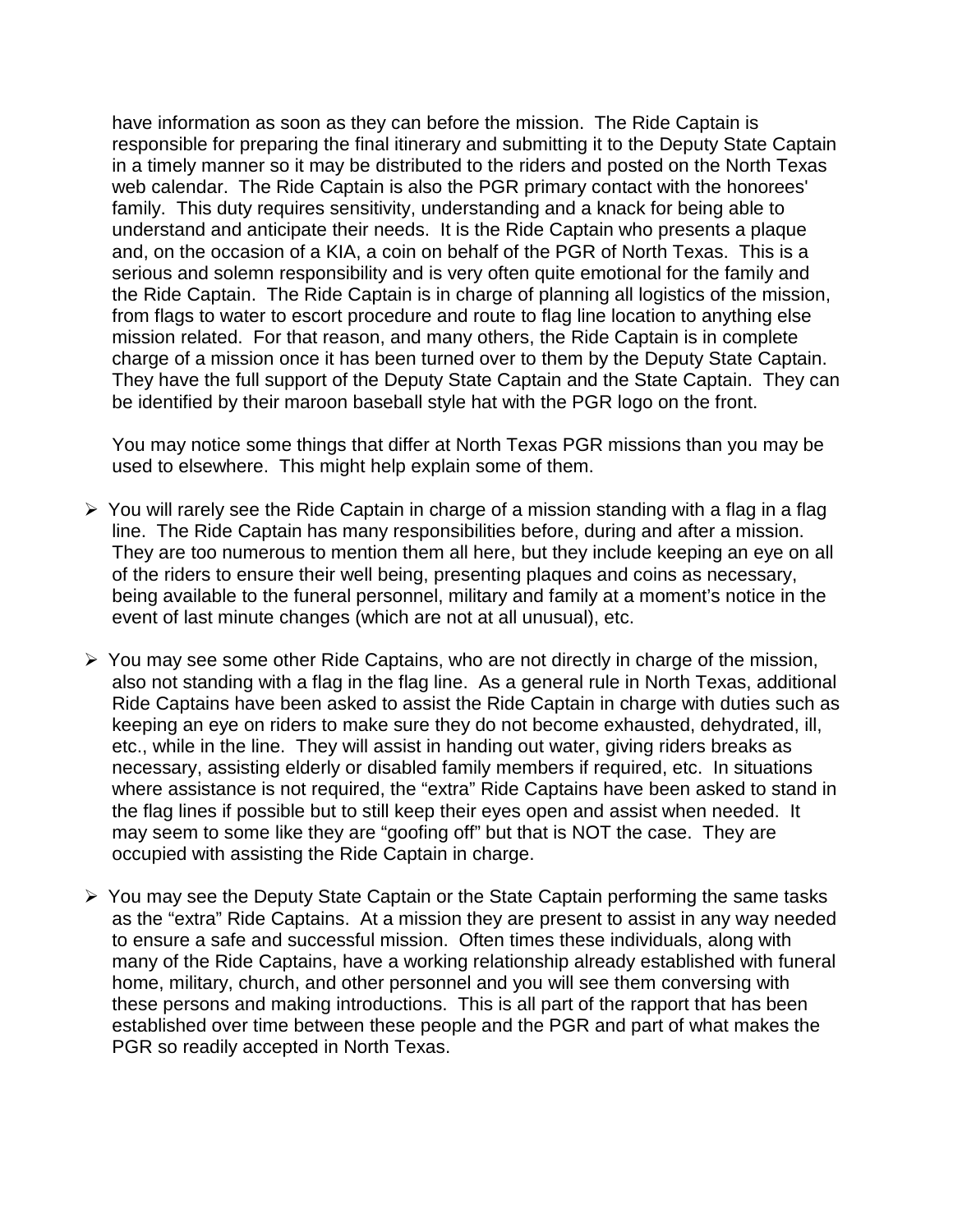have information as soon as they can before the mission. The Ride Captain is responsible for preparing the final itinerary and submitting it to the Deputy State Captain in a timely manner so it may be distributed to the riders and posted on the North Texas web calendar. The Ride Captain is also the PGR primary contact with the honorees' family. This duty requires sensitivity, understanding and a knack for being able to understand and anticipate their needs. It is the Ride Captain who presents a plaque and, on the occasion of a KIA, a coin on behalf of the PGR of North Texas. This is a serious and solemn responsibility and is very often quite emotional for the family and the Ride Captain. The Ride Captain is in charge of planning all logistics of the mission, from flags to water to escort procedure and route to flag line location to anything else mission related. For that reason, and many others, the Ride Captain is in complete charge of a mission once it has been turned over to them by the Deputy State Captain. They have the full support of the Deputy State Captain and the State Captain. They can be identified by their maroon baseball style hat with the PGR logo on the front.

You may notice some things that differ at North Texas PGR missions than you may be used to elsewhere. This might help explain some of them.

- You will rarely see the Ride Captain in charge of a mission standing with a flag in a flag line. The Ride Captain has many responsibilities before, during and after a mission. They are too numerous to mention them all here, but they include keeping an eye on all of the riders to ensure their well being, presenting plaques and coins as necessary, being available to the funeral personnel, military and family at a moment's notice in the event of last minute changes (which are not at all unusual), etc.

- You may see some other Ride Captains, who are not directly in charge of the mission, also not standing with a flag in the flag line. As a general rule in North Texas, additional Ride Captains have been asked to assist the Ride Captain in charge with duties such as keeping an eye on riders to make sure they do not become exhausted, dehydrated, ill, etc., while in the line. They will assist in handing out water, giving riders breaks as necessary, assisting elderly or disabled family members if required, etc. In situations where assistance is not required, the "extra" Ride Captains have been asked to stand in the flag lines if possible but to still keep their eyes open and assist when needed. It may seem to some like they are "goofing off" but that is NOT the case. They are occupied with assisting the Ride Captain in charge.

- You may see the Deputy State Captain or the State Captain performing the same tasks as the "extra" Ride Captains. At a mission they are present to assist in any way needed to ensure a safe and successful mission. Often times these individuals, along with many of the Ride Captains, have a working relationship already established with funeral home, military, church, and other personnel and you will see them conversing with these persons and making introductions. This is all part of the rapport that has been established over time between these people and the PGR and part of what makes the PGR so readily accepted in North Texas.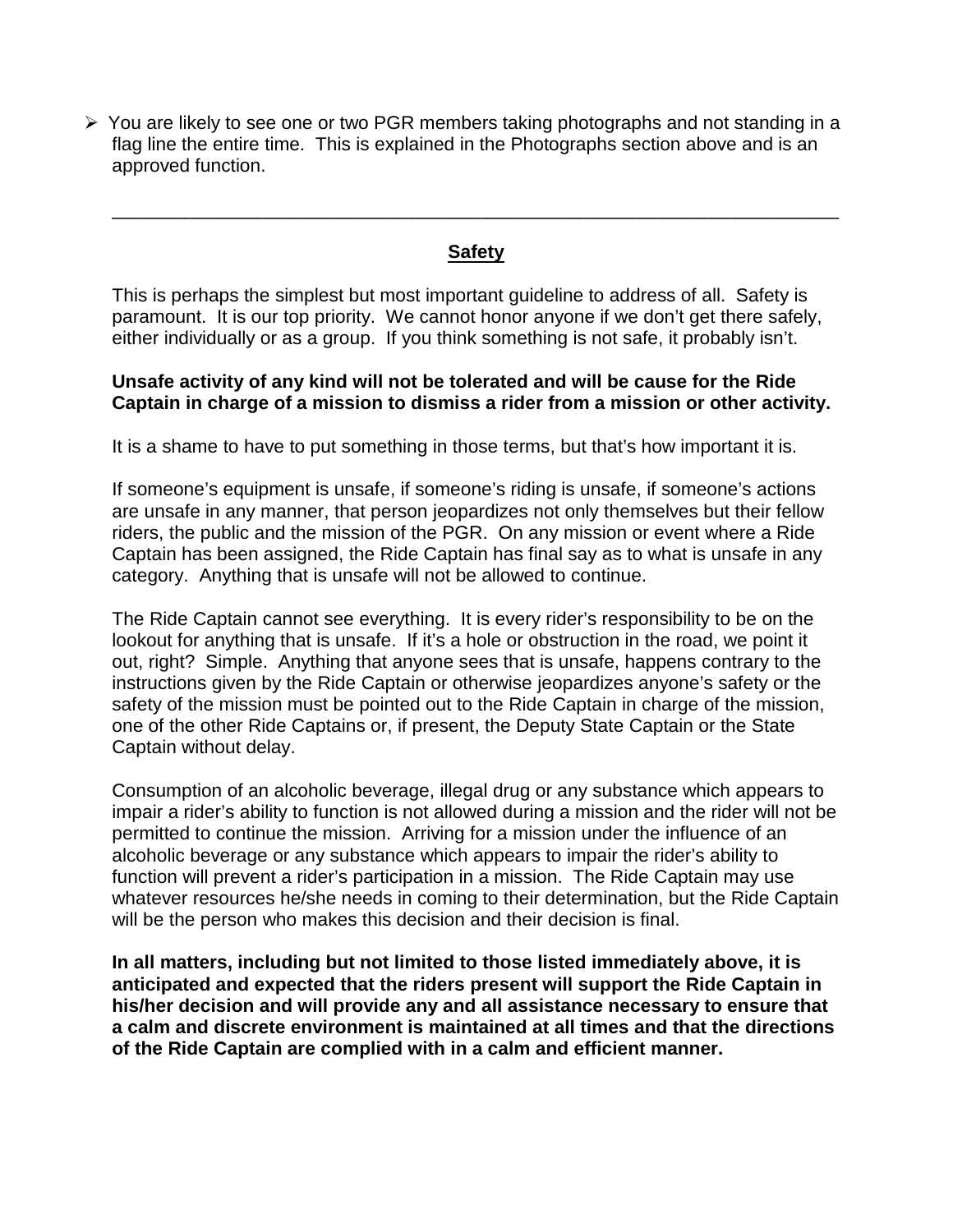- You are likely to see one or two PGR members taking photographs and not standing in a flag line the entire time. This is explained in the Photographs section above and is an approved function.

---

## Safety

This is perhaps the simplest but most important guideline to address of all. Safety is paramount. It is our top priority. We cannot honor anyone if we don't get there safely, either individually or as a group. If you think something is not safe, it probably isn't.

**Unsafe activity of any kind will not be tolerated and will be cause for the Ride Captain in charge of a mission to dismiss a rider from a mission or other activity.**

It is a shame to have to put something in those terms, but that's how important it is.

If someone's equipment is unsafe, if someone's riding is unsafe, if someone's actions are unsafe in any manner, that person jeopardizes not only themselves but their fellow riders, the public and the mission of the PGR. On any mission or event where a Ride Captain has been assigned, the Ride Captain has final say as to what is unsafe in any category. Anything that is unsafe will not be allowed to continue.

The Ride Captain cannot see everything. It is every rider's responsibility to be on the lookout for anything that is unsafe. If it's a hole or obstruction in the road, we point it out, right? Simple. Anything that anyone sees that is unsafe, happens contrary to the instructions given by the Ride Captain or otherwise jeopardizes anyone's safety or the safety of the mission must be pointed out to the Ride Captain in charge of the mission, one of the other Ride Captains or, if present, the Deputy State Captain or the State Captain without delay.

Consumption of an alcoholic beverage, illegal drug or any substance which appears to impair a rider's ability to function is not allowed during a mission and the rider will not be permitted to continue the mission. Arriving for a mission under the influence of an alcoholic beverage or any substance which appears to impair the rider's ability to function will prevent a rider's participation in a mission. The Ride Captain may use whatever resources he/she needs in coming to their determination, but the Ride Captain will be the person who makes this decision and their decision is final.

**In all matters, including but not limited to those listed immediately above, it is anticipated and expected that the riders present will support the Ride Captain in his/her decision and will provide any and all assistance necessary to ensure that a calm and discrete environment is maintained at all times and that the directions of the Ride Captain are complied with in a calm and efficient manner.**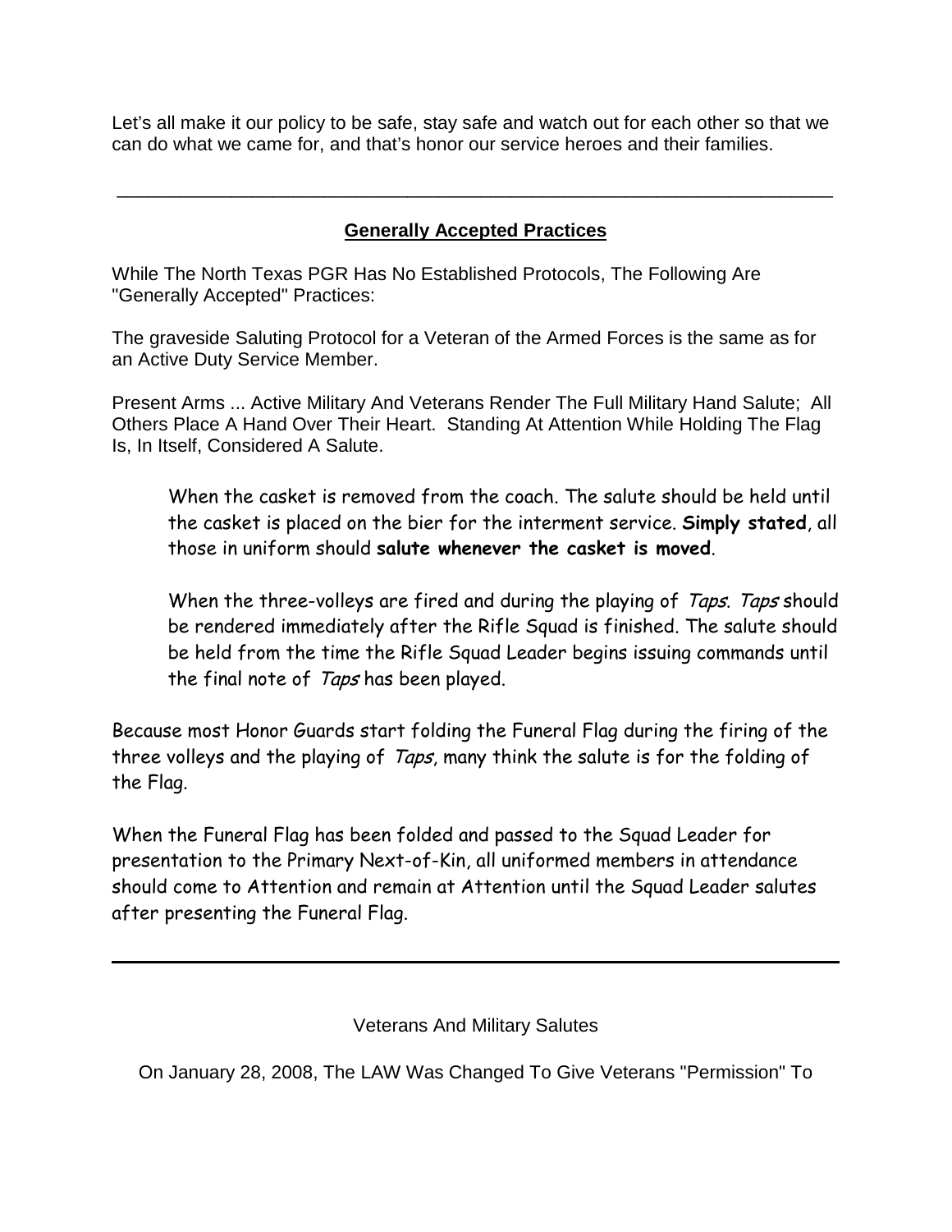Let's all make it our policy to be safe, stay safe and watch out for each other so that we can do what we came for, and that's honor our service heroes and their families.

---

## Generally Accepted Practices

While The North Texas PGR Has No Established Protocols, The Following Are "Generally Accepted" Practices:

The graveside Saluting Protocol for a Veteran of the Armed Forces is the same as for an Active Duty Service Member.

Present Arms ... Active Military And Veterans Render The Full Military Hand Salute; All Others Place A Hand Over Their Heart. Standing At Attention While Holding The Flag Is, In Itself, Considered A Salute.

> When the casket is removed from the coach. The salute should be held until the casket is placed on the bier for the interment service. **Simply stated**, all those in uniform should **salute whenever the casket is moved**.
>
> When the three-volleys are fired and during the playing of *Taps*. *Taps* should be rendered immediately after the Rifle Squad is finished. The salute should be held from the time the Rifle Squad Leader begins issuing commands until the final note of *Taps* has been played.

Because most Honor Guards start folding the Funeral Flag during the firing of the three volleys and the playing of *Taps*, many think the salute is for the folding of the Flag.

When the Funeral Flag has been folded and passed to the Squad Leader for presentation to the Primary Next-of-Kin, all uniformed members in attendance should come to Attention and remain at Attention until the Squad Leader salutes after presenting the Funeral Flag.

---

Veterans And Military Salutes

On January 28, 2008, The LAW Was Changed To Give Veterans "Permission" To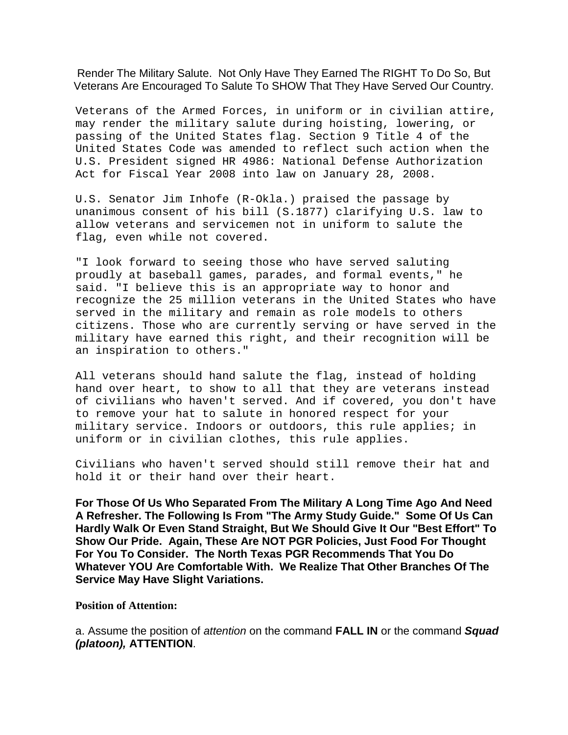Render The Military Salute. Not Only Have They Earned The RIGHT To Do So, But Veterans Are Encouraged To Salute To SHOW That They Have Served Our Country.

Veterans of the Armed Forces, in uniform or in civilian attire, may render the military salute during hoisting, lowering, or passing of the United States flag. Section 9 Title 4 of the United States Code was amended to reflect such action when the U.S. President signed HR 4986: National Defense Authorization Act for Fiscal Year 2008 into law on January 28, 2008.

U.S. Senator Jim Inhofe (R-Okla.) praised the passage by unanimous consent of his bill (S.1877) clarifying U.S. law to allow veterans and servicemen not in uniform to salute the flag, even while not covered.

"I look forward to seeing those who have served saluting proudly at baseball games, parades, and formal events," he said. "I believe this is an appropriate way to honor and recognize the 25 million veterans in the United States who have served in the military and remain as role models to others citizens. Those who are currently serving or have served in the military have earned this right, and their recognition will be an inspiration to others."

All veterans should hand salute the flag, instead of holding hand over heart, to show to all that they are veterans instead of civilians who haven't served. And if covered, you don't have to remove your hat to salute in honored respect for your military service. Indoors or outdoors, this rule applies; in uniform or in civilian clothes, this rule applies.

Civilians who haven't served should still remove their hat and hold it or their hand over their heart.

**For Those Of Us Who Separated From The Military A Long Time Ago And Need A Refresher. The Following Is From "The Army Study Guide." Some Of Us Can Hardly Walk Or Even Stand Straight, But We Should Give It Our "Best Effort" To Show Our Pride. Again, These Are NOT PGR Policies, Just Food For Thought For You To Consider. The North Texas PGR Recommends That You Do Whatever YOU Are Comfortable With. We Realize That Other Branches Of The Service May Have Slight Variations.**

**Position of Attention:**

a. Assume the position of *attention* on the command **FALL IN** or the command ***Squad (platoon),*** **ATTENTION**.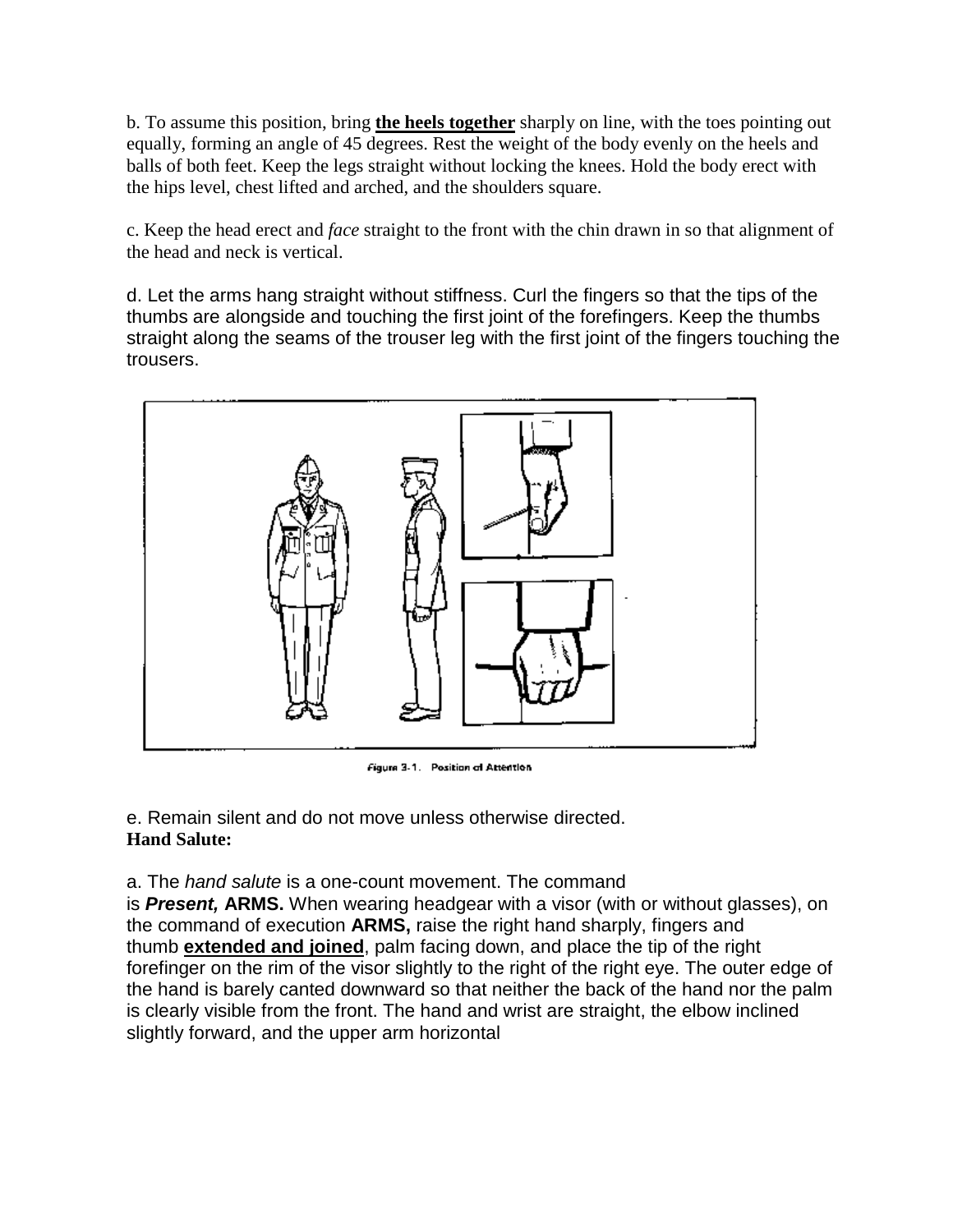b. To assume this position, bring **the heels together** sharply on line, with the toes pointing out equally, forming an angle of 45 degrees. Rest the weight of the body evenly on the heels and balls of both feet. Keep the legs straight without locking the knees. Hold the body erect with the hips level, chest lifted and arched, and the shoulders square.

c. Keep the head erect and *face* straight to the front with the chin drawn in so that alignment of the head and neck is vertical.

d. Let the arms hang straight without stiffness. Curl the fingers so that the tips of the thumbs are alongside and touching the first joint of the forefingers. Keep the thumbs straight along the seams of the trouser leg with the first joint of the fingers touching the trousers.

Figure 3-1. Position of Attention

e. Remain silent and do not move unless otherwise directed.

**Hand Salute:**

a. The *hand salute* is a one-count movement. The command is ***Present,*** **ARMS.** When wearing headgear with a visor (with or without glasses), on the command of execution **ARMS,** raise the right hand sharply, fingers and thumb **extended and joined**, palm facing down, and place the tip of the right forefinger on the rim of the visor slightly to the right of the right eye. The outer edge of the hand is barely canted downward so that neither the back of the hand nor the palm is clearly visible from the front. The hand and wrist are straight, the elbow inclined slightly forward, and the upper arm horizontal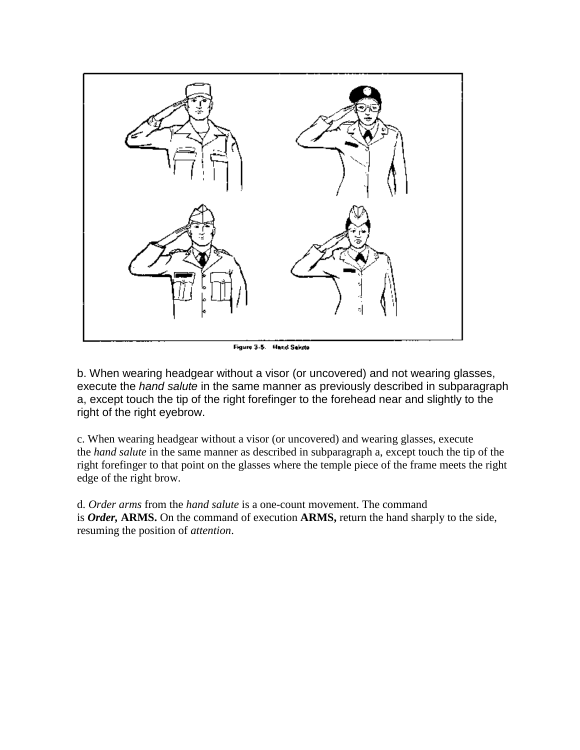Figure 3-5. Hand Salute

b. When wearing headgear without a visor (or uncovered) and not wearing glasses, execute the *hand salute* in the same manner as previously described in subparagraph a, except touch the tip of the right forefinger to the forehead near and slightly to the right of the right eyebrow.

c. When wearing headgear without a visor (or uncovered) and wearing glasses, execute the *hand salute* in the same manner as described in subparagraph a, except touch the tip of the right forefinger to that point on the glasses where the temple piece of the frame meets the right edge of the right brow.

d. *Order arms* from the *hand salute* is a one-count movement. The command is ***Order,* ARMS.** On the command of execution **ARMS,** return the hand sharply to the side, resuming the position of *attention*.